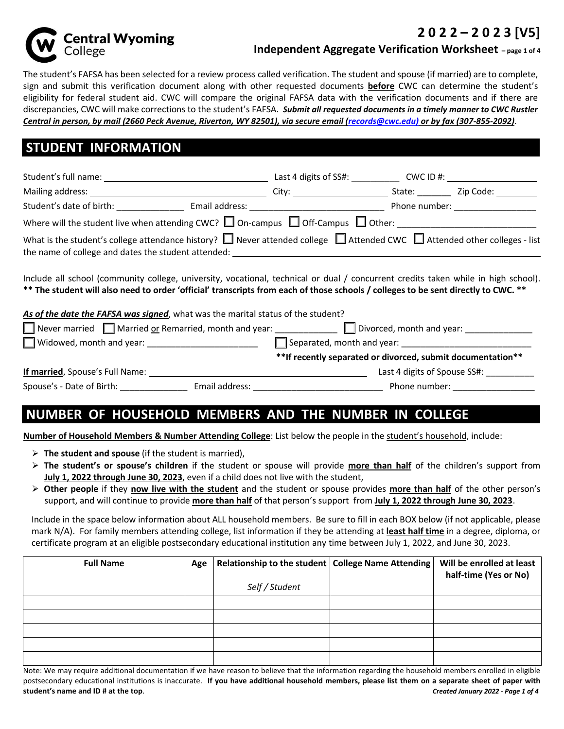**Central Wyoming College**

# 2022 – 2023 [V5]

## Independent Aggregate Verification Worksheet – page 1 of 4

The student's FAFSA has been selected for a review process called verification. The student and spouse (if married) are to complete, sign and submit this verification document along with other requested documents **before** CWC can determine the student's eligibility for federal student aid. CWC will compare the original FAFSA data with the verification documents and if there are discrepancies, CWC will make corrections to the student's FAFSA. ***Submit all requested documents in a timely manner to CWC Rustler Central in person, by mail (2660 Peck Avenue, Riverton, WY 82501), via secure email (records@cwc.edu) or by fax (307-855-2092)***.

## STUDENT INFORMATION

Student's full name: ______________________ Last 4 digits of SS#: __________ CWC ID #: __________________

Mailing address: ______________________ City: ____________________ State: _______ Zip Code: _________

Student's date of birth: ______________ Email address: ____________________________ Phone number: _________________

Where will the student live when attending CWC? ☐ On-campus ☐ Off-Campus ☐ Other: ____________________________

What is the student's college attendance history? ☐ Never attended college ☐ Attended CWC ☐ Attended other colleges - list the name of college and dates the student attended: ______________________________________

Include all school (community college, university, vocational, technical or dual / concurrent credits taken while in high school). **\*\* The student will also need to order 'official' transcripts from each of those schools / colleges to be sent directly to CWC. \*\***

***As of the date the FAFSA was signed***, what was the marital status of the student?

☐ Never married ☐ Married or Remarried, month and year: _____________ ☐ Divorced, month and year: ______________

☐ Widowed, month and year: ______________________ ☐ Separated, month and year: ___________________________

**\*\*If recently separated or divorced, submit documentation\*\***

**If married**, Spouse's Full Name: ______________________________________ Last 4 digits of Spouse SS#: __________

Spouse's - Date of Birth: ______________ Email address: __________________________ Phone number: _________________

## NUMBER OF HOUSEHOLD MEMBERS AND THE NUMBER IN COLLEGE

**Number of Household Members & Number Attending College**: List below the people in the student's household, include:

- **The student and spouse** (if the student is married),
- **The student's or spouse's children** if the student or spouse will provide **more than half** of the children's support from **July 1, 2022 through June 30, 2023**, even if a child does not live with the student,
- **Other people** if they **now live with the student** and the student or spouse provides **more than half** of the other person's support, and will continue to provide **more than half** of that person's support from **July 1, 2022 through June 30, 2023**.

Include in the space below information about ALL household members. Be sure to fill in each BOX below (if not applicable, please mark N/A). For family members attending college, list information if they be attending at **least half time** in a degree, diploma, or certificate program at an eligible postsecondary educational institution any time between July 1, 2022, and June 30, 2023.

| Full Name | Age | Relationship to the student | College Name Attending | Will be enrolled at least half-time (Yes or No) |
|---|---|---|---|---|
| | | *Self / Student* | | |
| | | | | |
| | | | | |
| | | | | |
| | | | | |
| | | | | |

Note: We may require additional documentation if we have reason to believe that the information regarding the household members enrolled in eligible postsecondary educational institutions is inaccurate. **If you have additional household members, please list them on a separate sheet of paper with student's name and ID # at the top**.

*Created January 2022*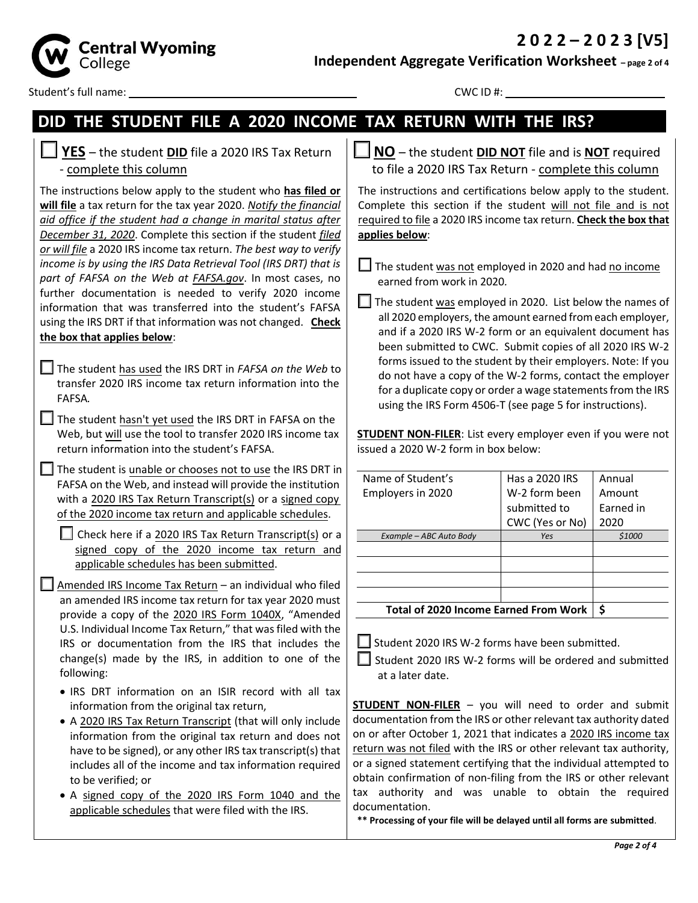# Central Wyoming College

**2 0 2 2 – 2 0 2 3 [V5]**

**Independent Aggregate Verification Worksheet**

Student's full name: ______________________ CWC ID #: ______________________

## DID THE STUDENT FILE A 2020 INCOME TAX RETURN WITH THE IRS?

### ☐ YES – the student DID file a 2020 IRS Tax Return - complete this column

The instructions below apply to the student who **has filed or will file** a tax return for the tax year 2020. *Notify the financial aid office if the student had a change in marital status after December 31, 2020*. Complete this section if the student *filed or will file* a 2020 IRS income tax return. *The best way to verify income is by using the IRS Data Retrieval Tool (IRS DRT) that is part of FAFSA on the Web at FAFSA.gov*. In most cases, no further documentation is needed to verify 2020 income information that was transferred into the student's FAFSA using the IRS DRT if that information was not changed. **Check the box that applies below**:

- ☐ The student has used the IRS DRT in *FAFSA on the Web* to transfer 2020 IRS income tax return information into the FAFSA.
- ☐ The student hasn't yet used the IRS DRT in FAFSA on the Web, but will use the tool to transfer 2020 IRS income tax return information into the student's FAFSA.
- ☐ The student is unable or chooses not to use the IRS DRT in FAFSA on the Web, and instead will provide the institution with a 2020 IRS Tax Return Transcript(s) or a signed copy of the 2020 income tax return and applicable schedules.
  - ☐ Check here if a 2020 IRS Tax Return Transcript(s) or a signed copy of the 2020 income tax return and applicable schedules has been submitted.
- ☐ Amended IRS Income Tax Return – an individual who filed an amended IRS income tax return for tax year 2020 must provide a copy of the 2020 IRS Form 1040X, "Amended U.S. Individual Income Tax Return," that was filed with the IRS or documentation from the IRS that includes the change(s) made by the IRS, in addition to one of the following:
  - IRS DRT information on an ISIR record with all tax information from the original tax return,
  - A 2020 IRS Tax Return Transcript (that will only include information from the original tax return and does not have to be signed), or any other IRS tax transcript(s) that includes all of the income and tax information required to be verified; or
  - A signed copy of the 2020 IRS Form 1040 and the applicable schedules that were filed with the IRS.

### ☐ NO – the student DID NOT file and is NOT required to file a 2020 IRS Tax Return - complete this column

The instructions and certifications below apply to the student. Complete this section if the student will not file and is not required to file a 2020 IRS income tax return. **Check the box that applies below**:

- ☐ The student was not employed in 2020 and had no income earned from work in 2020.
- ☐ The student was employed in 2020. List below the names of all 2020 employers, the amount earned from each employer, and if a 2020 IRS W-2 form or an equivalent document has been submitted to CWC. Submit copies of all 2020 IRS W-2 forms issued to the student by their employers. Note: If you do not have a copy of the W-2 forms, contact the employer for a duplicate copy or order a wage statements from the IRS using the IRS Form 4506-T (see page 5 for instructions).

**STUDENT NON-FILER**: List every employer even if you were not issued a 2020 W-2 form in box below:

| Name of Student's Employers in 2020 | Has a 2020 IRS W-2 form been submitted to CWC (Yes or No) | Annual Amount Earned in 2020 |
|---|---|---|
| *Example – ABC Auto Body* | *Yes* | *$1000* |
| | | |
| | | |
| | | |
| | | |
| **Total of 2020 Income Earned From Work** | | **$** |

- ☐ Student 2020 IRS W-2 forms have been submitted.
- ☐ Student 2020 IRS W-2 forms will be ordered and submitted at a later date.

**STUDENT NON-FILER** – you will need to order and submit documentation from the IRS or other relevant tax authority dated on or after October 1, 2021 that indicates a 2020 IRS income tax return was not filed with the IRS or other relevant tax authority, or a signed statement certifying that the individual attempted to obtain confirmation of non-filing from the IRS or other relevant tax authority and was unable to obtain the required documentation.

**\*\* Processing of your file will be delayed until all forms are submitted**.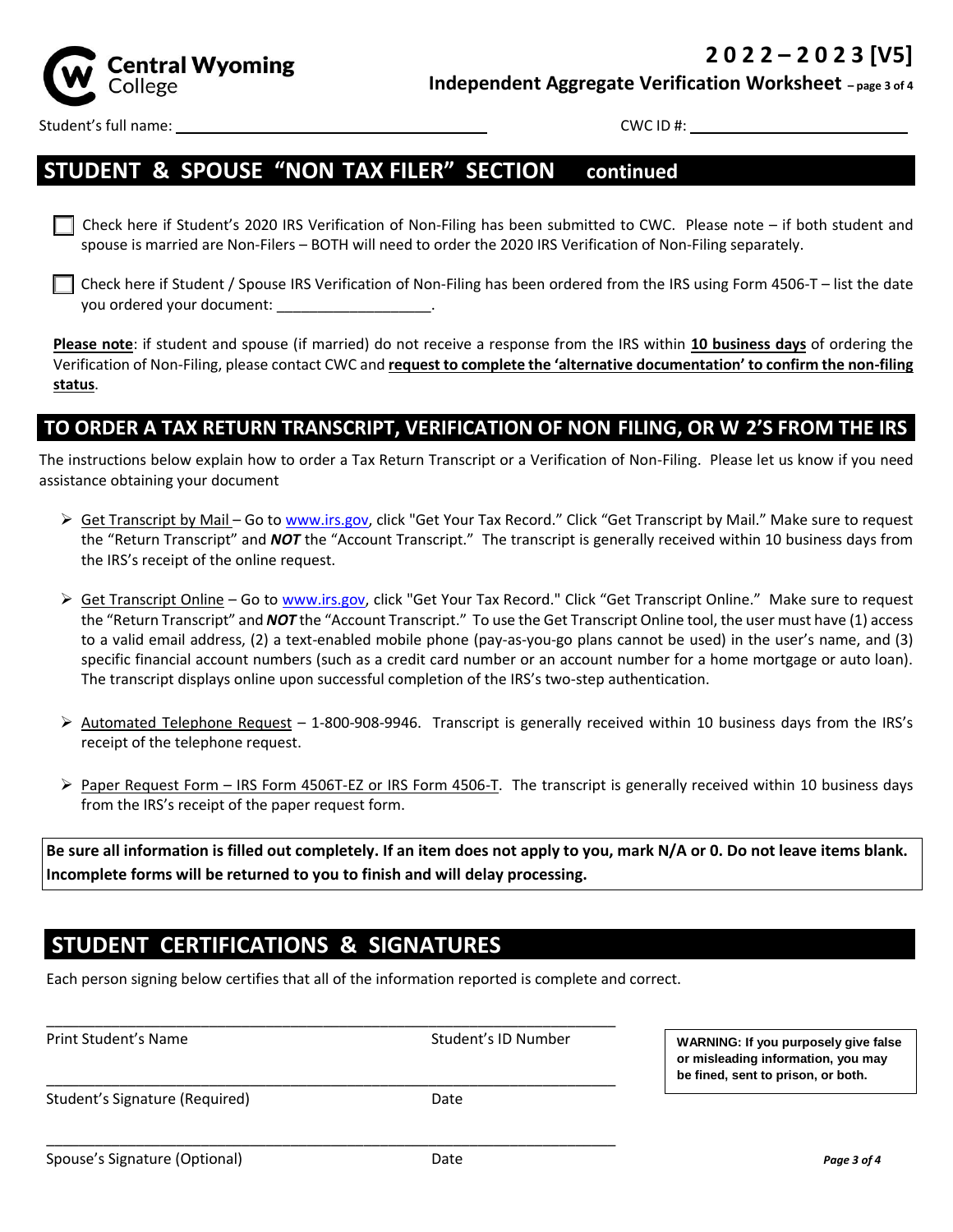**Central Wyoming College**

# 2022 – 2023 [V5]

**Independent Aggregate Verification Worksheet**

Student's full name: ______________________________ CWC ID #: ______________________

## STUDENT & SPOUSE "NON TAX FILER" SECTION continued

☐ Check here if Student's 2020 IRS Verification of Non-Filing has been submitted to CWC. Please note – if both student and spouse is married are Non-Filers – BOTH will need to order the 2020 IRS Verification of Non-Filing separately.

☐ Check here if Student / Spouse IRS Verification of Non-Filing has been ordered from the IRS using Form 4506-T – list the date you ordered your document: ___________________.

**Please note**: if student and spouse (if married) do not receive a response from the IRS within **10 business days** of ordering the Verification of Non-Filing, please contact CWC and **request to complete the 'alternative documentation' to confirm the non-filing status**.

## TO ORDER A TAX RETURN TRANSCRIPT, VERIFICATION OF NON FILING, OR W 2'S FROM THE IRS

The instructions below explain how to order a Tax Return Transcript or a Verification of Non-Filing. Please let us know if you need assistance obtaining your document

- Get Transcript by Mail – Go to www.irs.gov, click "Get Your Tax Record." Click "Get Transcript by Mail." Make sure to request the "Return Transcript" and ***NOT*** the "Account Transcript." The transcript is generally received within 10 business days from the IRS's receipt of the online request.
- Get Transcript Online – Go to www.irs.gov, click "Get Your Tax Record." Click "Get Transcript Online." Make sure to request the "Return Transcript" and ***NOT*** the "Account Transcript." To use the Get Transcript Online tool, the user must have (1) access to a valid email address, (2) a text-enabled mobile phone (pay-as-you-go plans cannot be used) in the user's name, and (3) specific financial account numbers (such as a credit card number or an account number for a home mortgage or auto loan). The transcript displays online upon successful completion of the IRS's two-step authentication.
- Automated Telephone Request – 1-800-908-9946. Transcript is generally received within 10 business days from the IRS's receipt of the telephone request.
- Paper Request Form – IRS Form 4506T-EZ or IRS Form 4506-T. The transcript is generally received within 10 business days from the IRS's receipt of the paper request form.

**Be sure all information is filled out completely. If an item does not apply to you, mark N/A or 0. Do not leave items blank. Incomplete forms will be returned to you to finish and will delay processing.**

## STUDENT CERTIFICATIONS & SIGNATURES

Each person signing below certifies that all of the information reported is complete and correct.

_____________________________________________________________________

Print Student's Name Student's ID Number

_____________________________________________________________________

Student's Signature (Required) Date

_____________________________________________________________________

Spouse's Signature (Optional) Date

**WARNING: If you purposely give false or misleading information, you may be fined, sent to prison, or both.**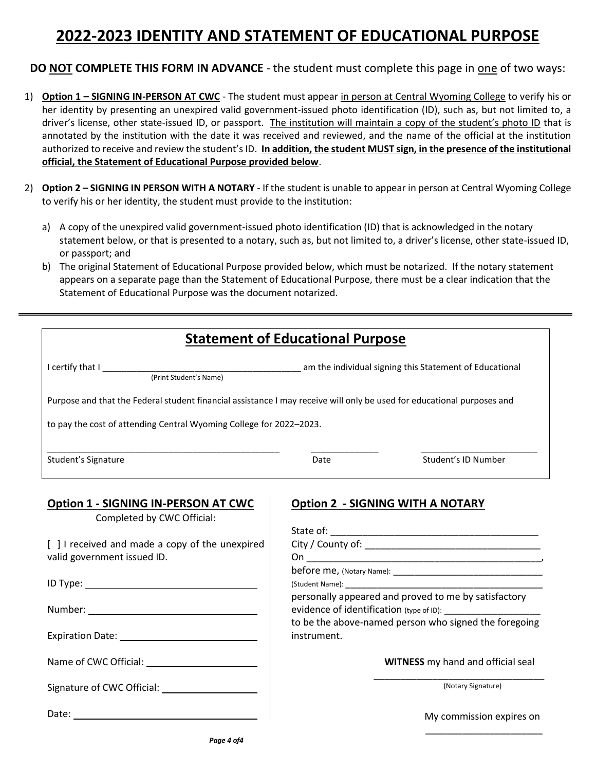# 2022-2023 IDENTITY AND STATEMENT OF EDUCATIONAL PURPOSE

**DO NOT COMPLETE THIS FORM IN ADVANCE** - the student must complete this page in one of two ways:

1) **Option 1 – SIGNING IN-PERSON AT CWC** - The student must appear in person at Central Wyoming College to verify his or her identity by presenting an unexpired valid government-issued photo identification (ID), such as, but not limited to, a driver's license, other state-issued ID, or passport. The institution will maintain a copy of the student's photo ID that is annotated by the institution with the date it was received and reviewed, and the name of the official at the institution authorized to receive and review the student's ID. **In addition, the student MUST sign, in the presence of the institutional official, the Statement of Educational Purpose provided below**.

2) **Option 2 – SIGNING IN PERSON WITH A NOTARY** - If the student is unable to appear in person at Central Wyoming College to verify his or her identity, the student must provide to the institution:

   a) A copy of the unexpired valid government-issued photo identification (ID) that is acknowledged in the notary statement below, or that is presented to a notary, such as, but not limited to, a driver's license, other state-issued ID, or passport; and
   b) The original Statement of Educational Purpose provided below, which must be notarized. If the notary statement appears on a separate page than the Statement of Educational Purpose, there must be a clear indication that the Statement of Educational Purpose was the document notarized.

---

## Statement of Educational Purpose

I certify that I ________________________________________ am the individual signing this Statement of Educational
(Print Student's Name)

Purpose and that the Federal student financial assistance I may receive will only be used for educational purposes and

to pay the cost of attending Central Wyoming College for 2022–2023.

_______________________________________________ ______________ ________________________
Student's Signature Date Student's ID Number

### Option 1 - SIGNING IN-PERSON AT CWC

Completed by CWC Official:

[ ] I received and made a copy of the unexpired valid government issued ID.

ID Type: ______________________________

Number: ______________________________

Expiration Date: ______________________________

Name of CWC Official: ______________________________

Signature of CWC Official: ______________________________

Date: ______________________________

### Option 2 - SIGNING WITH A NOTARY

State of: ________________________________________

City / County of: ________________________________

On ______________________________________________,

before me, (Notary Name): ____________________________

(Student Name): ________________________________________

personally appeared and proved to me by satisfactory evidence of identification (type of ID): __________________ to be the above-named person who signed the foregoing instrument.

**WITNESS** my hand and official seal

_________________________________
(Notary Signature)

My commission expires on

______________________